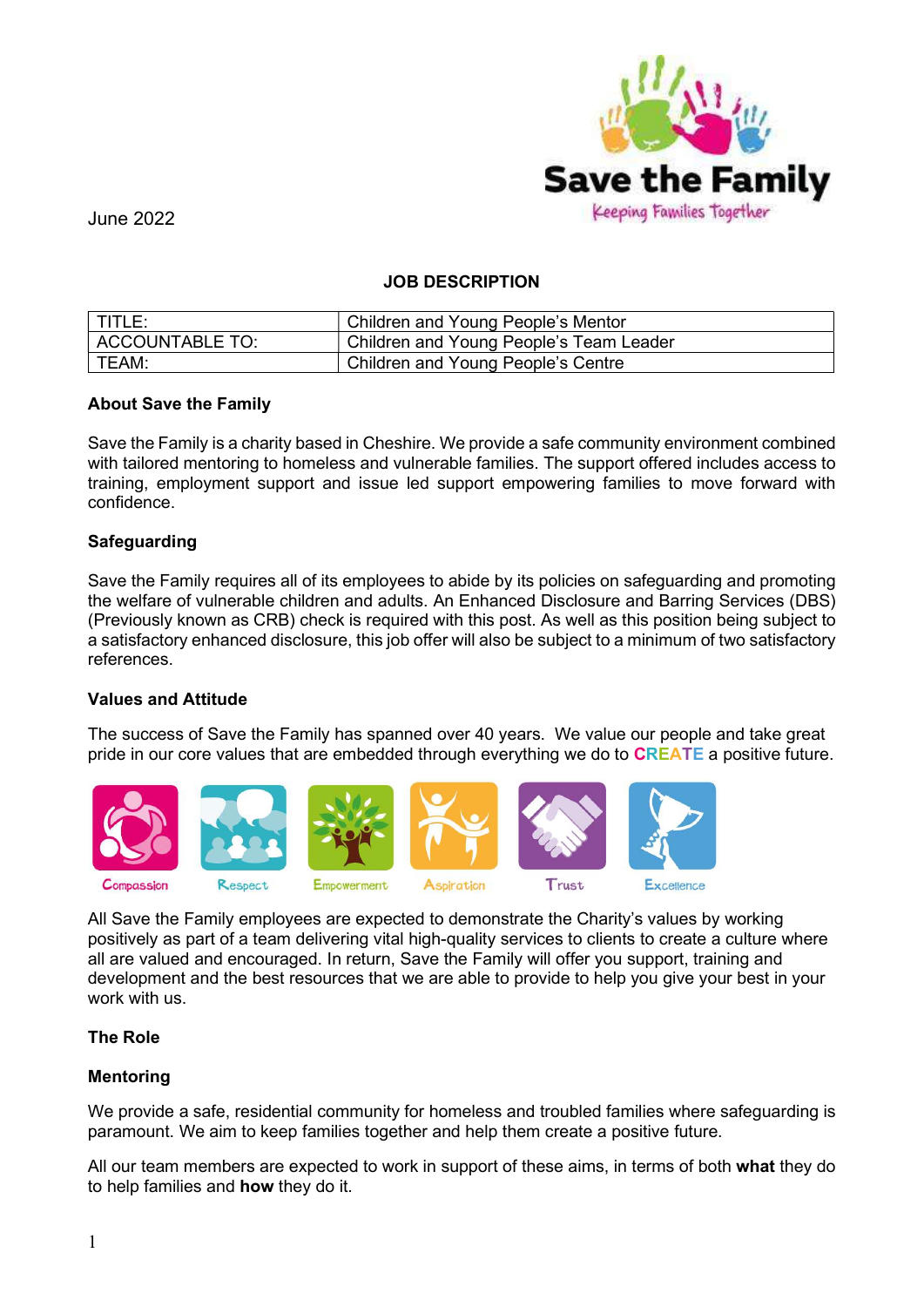June 2022

**JOB DESCRIPTION**

| TITLE: | Children and Young People's Mentor |
|---|---|
| ACCOUNTABLE TO: | Children and Young People's Team Leader |
| TEAM: | Children and Young People's Centre |

**About Save the Family**

Save the Family is a charity based in Cheshire. We provide a safe community environment combined with tailored mentoring to homeless and vulnerable families. The support offered includes access to training, employment support and issue led support empowering families to move forward with confidence.

**Safeguarding**

Save the Family requires all of its employees to abide by its policies on safeguarding and promoting the welfare of vulnerable children and adults. An Enhanced Disclosure and Barring Services (DBS) (Previously known as CRB) check is required with this post. As well as this position being subject to a satisfactory enhanced disclosure, this job offer will also be subject to a minimum of two satisfactory references.

**Values and Attitude**

The success of Save the Family has spanned over 40 years. We value our people and take great pride in our core values that are embedded through everything we do to **CREATE** a positive future.

Compassion Respect Empowerment Aspiration Trust Excellence

All Save the Family employees are expected to demonstrate the Charity's values by working positively as part of a team delivering vital high-quality services to clients to create a culture where all are valued and encouraged. In return, Save the Family will offer you support, training and development and the best resources that we are able to provide to help you give your best in your work with us.

**The Role**

**Mentoring**

We provide a safe, residential community for homeless and troubled families where safeguarding is paramount. We aim to keep families together and help them create a positive future.

All our team members are expected to work in support of these aims, in terms of both **what** they do to help families and **how** they do it.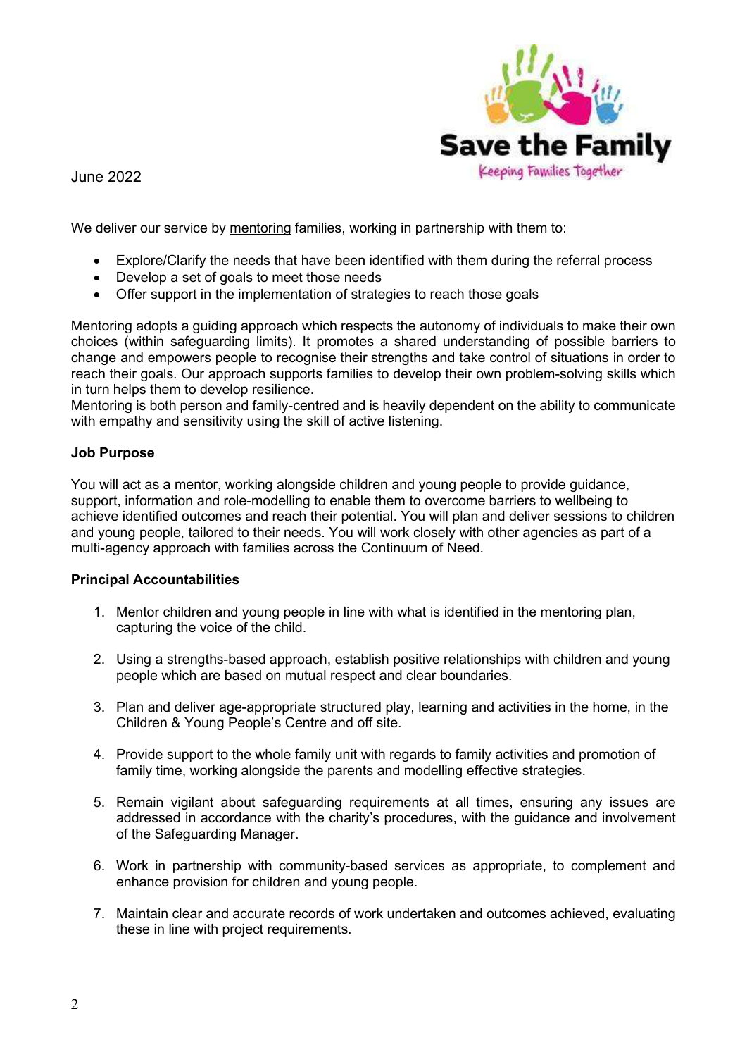June 2022

We deliver our service by mentoring families, working in partnership with them to:

- Explore/Clarify the needs that have been identified with them during the referral process
- Develop a set of goals to meet those needs
- Offer support in the implementation of strategies to reach those goals

Mentoring adopts a guiding approach which respects the autonomy of individuals to make their own choices (within safeguarding limits). It promotes a shared understanding of possible barriers to change and empowers people to recognise their strengths and take control of situations in order to reach their goals. Our approach supports families to develop their own problem-solving skills which in turn helps them to develop resilience.
Mentoring is both person and family-centred and is heavily dependent on the ability to communicate with empathy and sensitivity using the skill of active listening.

**Job Purpose**

You will act as a mentor, working alongside children and young people to provide guidance, support, information and role-modelling to enable them to overcome barriers to wellbeing to achieve identified outcomes and reach their potential. You will plan and deliver sessions to children and young people, tailored to their needs. You will work closely with other agencies as part of a multi-agency approach with families across the Continuum of Need.

**Principal Accountabilities**

1. Mentor children and young people in line with what is identified in the mentoring plan, capturing the voice of the child.
2. Using a strengths-based approach, establish positive relationships with children and young people which are based on mutual respect and clear boundaries.
3. Plan and deliver age-appropriate structured play, learning and activities in the home, in the Children & Young People's Centre and off site.
4. Provide support to the whole family unit with regards to family activities and promotion of family time, working alongside the parents and modelling effective strategies.
5. Remain vigilant about safeguarding requirements at all times, ensuring any issues are addressed in accordance with the charity's procedures, with the guidance and involvement of the Safeguarding Manager.
6. Work in partnership with community-based services as appropriate, to complement and enhance provision for children and young people.
7. Maintain clear and accurate records of work undertaken and outcomes achieved, evaluating these in line with project requirements.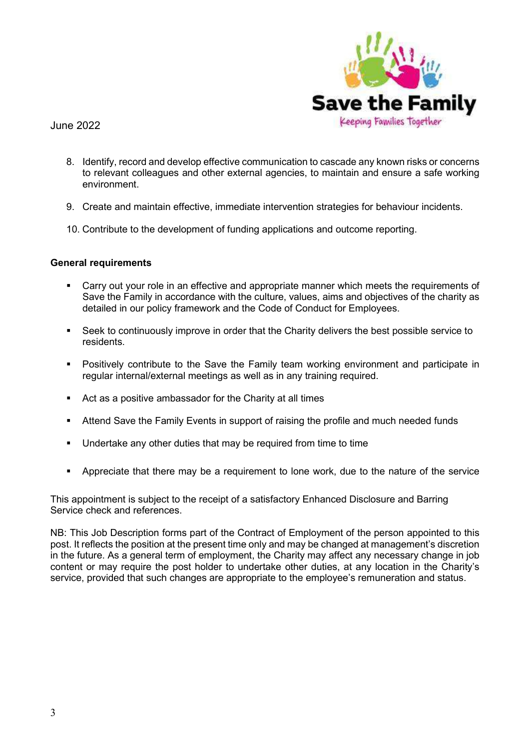8. Identify, record and develop effective communication to cascade any known risks or concerns to relevant colleagues and other external agencies, to maintain and ensure a safe working environment.

9. Create and maintain effective, immediate intervention strategies for behaviour incidents.

10. Contribute to the development of funding applications and outcome reporting.

**General requirements**

- Carry out your role in an effective and appropriate manner which meets the requirements of Save the Family in accordance with the culture, values, aims and objectives of the charity as detailed in our policy framework and the Code of Conduct for Employees.

- Seek to continuously improve in order that the Charity delivers the best possible service to residents.

- Positively contribute to the Save the Family team working environment and participate in regular internal/external meetings as well as in any training required.

- Act as a positive ambassador for the Charity at all times

- Attend Save the Family Events in support of raising the profile and much needed funds

- Undertake any other duties that may be required from time to time

- Appreciate that there may be a requirement to lone work, due to the nature of the service

This appointment is subject to the receipt of a satisfactory Enhanced Disclosure and Barring Service check and references.

NB: This Job Description forms part of the Contract of Employment of the person appointed to this post. It reflects the position at the present time only and may be changed at management's discretion in the future. As a general term of employment, the Charity may affect any necessary change in job content or may require the post holder to undertake other duties, at any location in the Charity's service, provided that such changes are appropriate to the employee's remuneration and status.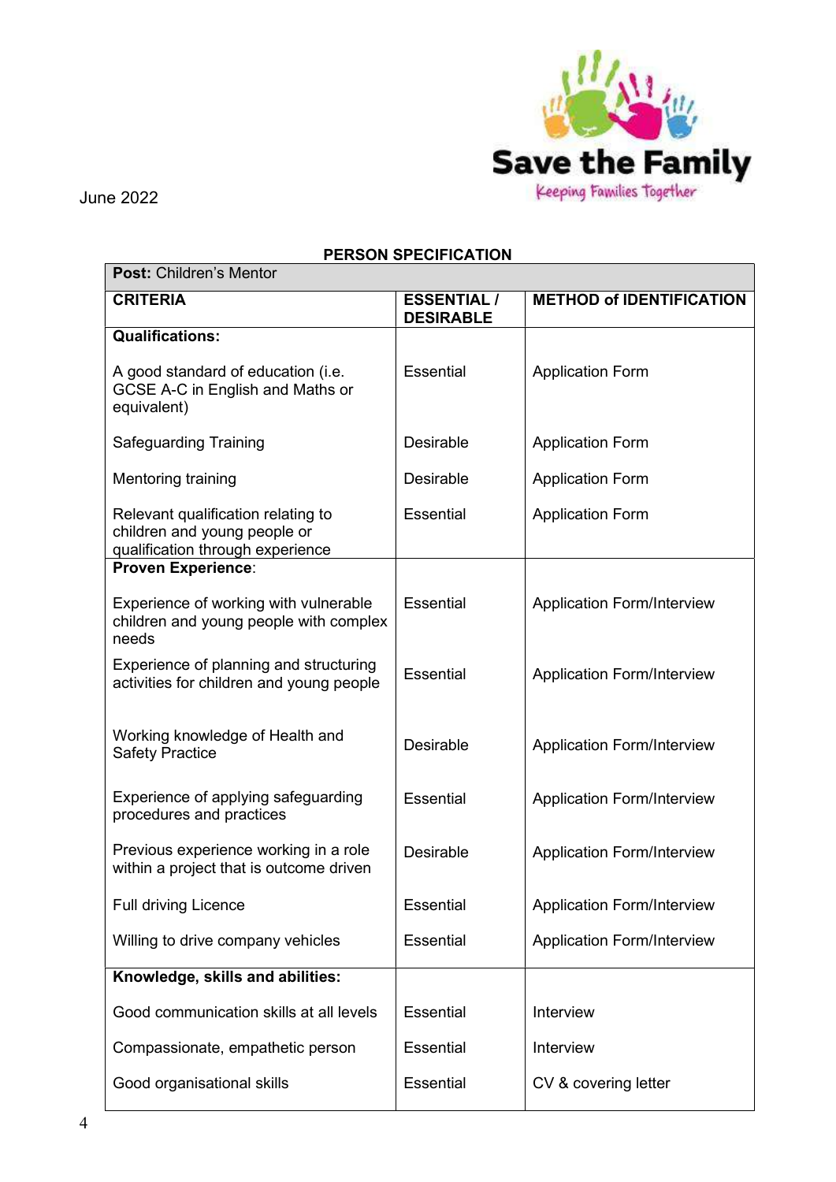June 2022

Save the Family
Keeping Families Together

## PERSON SPECIFICATION

| **Post:** Children's Mentor | | |
|---|---|---|
| **CRITERIA** | **ESSENTIAL / DESIRABLE** | **METHOD of IDENTIFICATION** |
| **Qualifications:** | | |
| A good standard of education (i.e. GCSE A-C in English and Maths or equivalent) | Essential | Application Form |
| Safeguarding Training | Desirable | Application Form |
| Mentoring training | Desirable | Application Form |
| Relevant qualification relating to children and young people or qualification through experience | Essential | Application Form |
| **Proven Experience**: | | |
| Experience of working with vulnerable children and young people with complex needs | Essential | Application Form/Interview |
| Experience of planning and structuring activities for children and young people | Essential | Application Form/Interview |
| Working knowledge of Health and Safety Practice | Desirable | Application Form/Interview |
| Experience of applying safeguarding procedures and practices | Essential | Application Form/Interview |
| Previous experience working in a role within a project that is outcome driven | Desirable | Application Form/Interview |
| Full driving Licence | Essential | Application Form/Interview |
| Willing to drive company vehicles | Essential | Application Form/Interview |
| **Knowledge, skills and abilities:** | | |
| Good communication skills at all levels | Essential | Interview |
| Compassionate, empathetic person | Essential | Interview |
| Good organisational skills | Essential | CV & covering letter |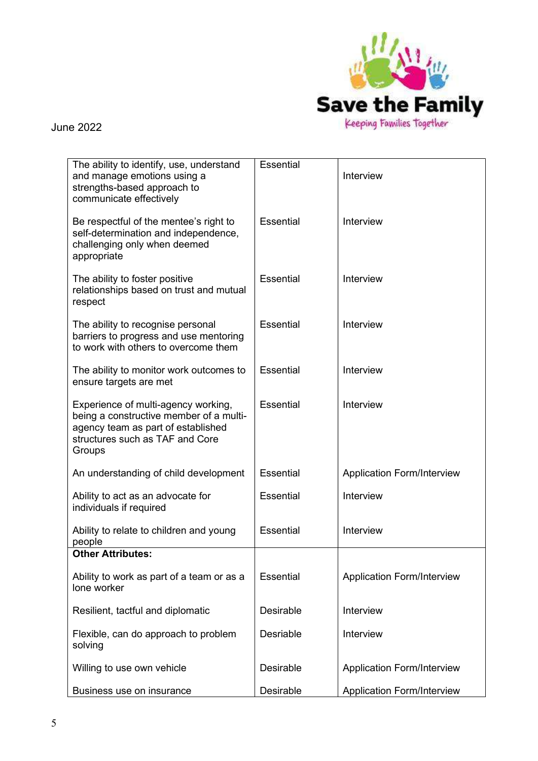June 2022

| | | |
|---|---|---|
| The ability to identify, use, understand and manage emotions using a strengths-based approach to communicate effectively | Essential | Interview |
| Be respectful of the mentee's right to self-determination and independence, challenging only when deemed appropriate | Essential | Interview |
| The ability to foster positive relationships based on trust and mutual respect | Essential | Interview |
| The ability to recognise personal barriers to progress and use mentoring to work with others to overcome them | Essential | Interview |
| The ability to monitor work outcomes to ensure targets are met | Essential | Interview |
| Experience of multi-agency working, being a constructive member of a multi-agency team as part of established structures such as TAF and Core Groups | Essential | Interview |
| An understanding of child development | Essential | Application Form/Interview |
| Ability to act as an advocate for individuals if required | Essential | Interview |
| Ability to relate to children and young people | Essential | Interview |
| **Other Attributes:** | | |
| Ability to work as part of a team or as a lone worker | Essential | Application Form/Interview |
| Resilient, tactful and diplomatic | Desirable | Interview |
| Flexible, can do approach to problem solving | Desriable | Interview |
| Willing to use own vehicle | Desirable | Application Form/Interview |
| Business use on insurance | Desirable | Application Form/Interview |